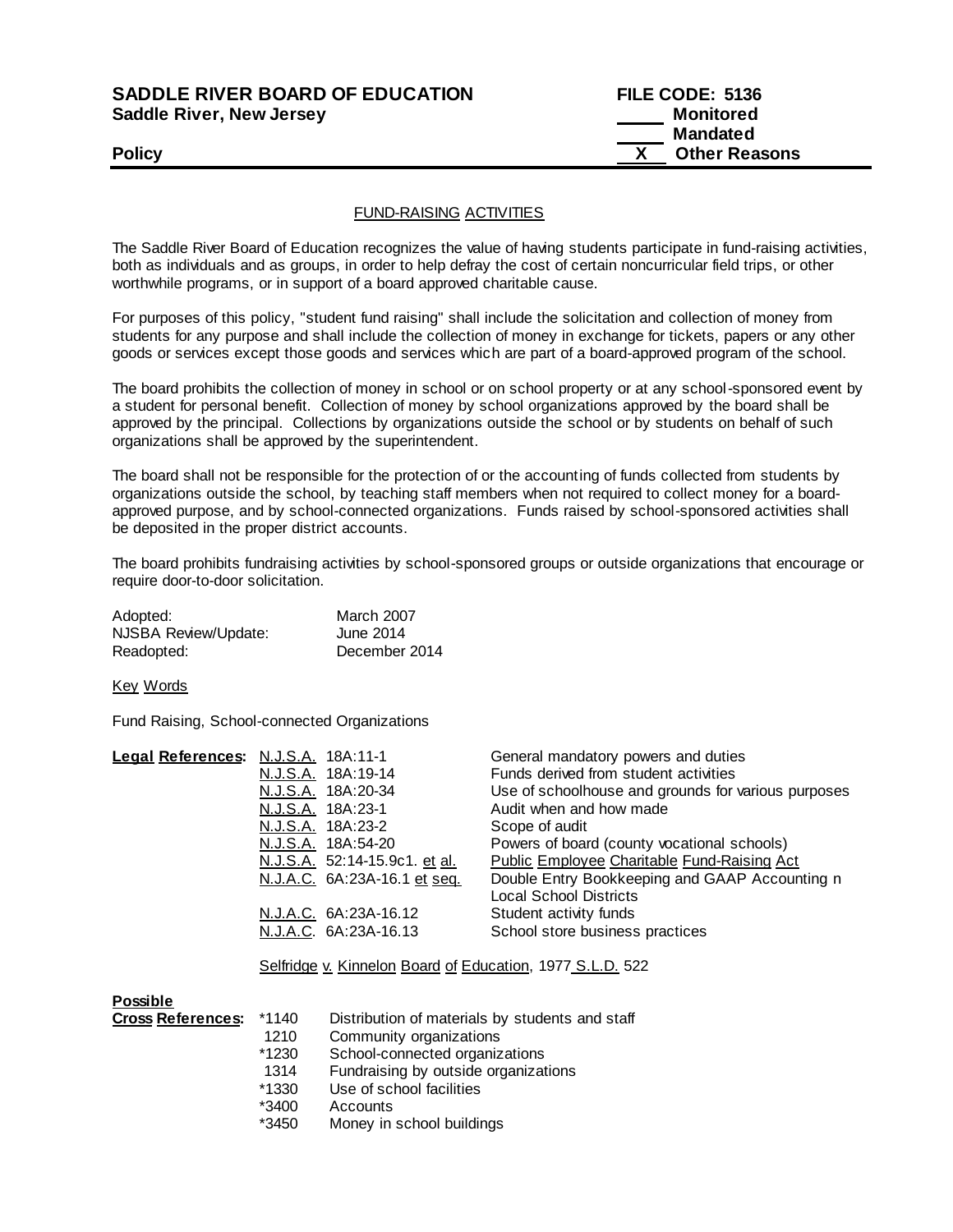**SADDLE RIVER BOARD OF EDUCATION** **FILE CODE: 5136**
**Saddle River, New Jersey**

_____ **Monitored**
_____ **Mandated**
**Policy** __X__ **Other Reasons**

FUND-RAISING ACTIVITIES

The Saddle River Board of Education recognizes the value of having students participate in fund-raising activities, both as individuals and as groups, in order to help defray the cost of certain noncurricular field trips, or other worthwhile programs, or in support of a board approved charitable cause.

For purposes of this policy, "student fund raising" shall include the solicitation and collection of money from students for any purpose and shall include the collection of money in exchange for tickets, papers or any other goods or services except those goods and services which are part of a board-approved program of the school.

The board prohibits the collection of money in school or on school property or at any school-sponsored event by a student for personal benefit. Collection of money by school organizations approved by the board shall be approved by the principal. Collections by organizations outside the school or by students on behalf of such organizations shall be approved by the superintendent.

The board shall not be responsible for the protection of or the accounting of funds collected from students by organizations outside the school, by teaching staff members when not required to collect money for a board-approved purpose, and by school-connected organizations. Funds raised by school-sponsored activities shall be deposited in the proper district accounts.

The board prohibits fundraising activities by school-sponsored groups or outside organizations that encourage or require door-to-door solicitation.

| | |
|---|---|
| Adopted: | March 2007 |
| NJSBA Review/Update: | June 2014 |
| Readopted: | December 2014 |

Key Words

Fund Raising, School-connected Organizations

| **Legal References:** | | |
|---|---|---|
| | N.J.S.A. 18A:11-1 | General mandatory powers and duties |
| | N.J.S.A. 18A:19-14 | Funds derived from student activities |
| | N.J.S.A. 18A:20-34 | Use of schoolhouse and grounds for various purposes |
| | N.J.S.A. 18A:23-1 | Audit when and how made |
| | N.J.S.A. 18A:23-2 | Scope of audit |
| | N.J.S.A. 18A:54-20 | Powers of board (county vocational schools) |
| | N.J.S.A. 52:14-15.9c1. et al. | Public Employee Charitable Fund-Raising Act |
| | N.J.A.C. 6A:23A-16.1 et seq. | Double Entry Bookkeeping and GAAP Accounting n Local School Districts |
| | N.J.A.C. 6A:23A-16.12 | Student activity funds |
| | N.J.A.C. 6A:23A-16.13 | School store business practices |

Selfridge v. Kinnelon Board of Education, 1977 S.L.D. 522

| **Possible Cross References:** | | |
|---|---|---|
| | *1140 | Distribution of materials by students and staff |
| | 1210 | Community organizations |
| | *1230 | School-connected organizations |
| | 1314 | Fundraising by outside organizations |
| | *1330 | Use of school facilities |
| | *3400 | Accounts |
| | *3450 | Money in school buildings |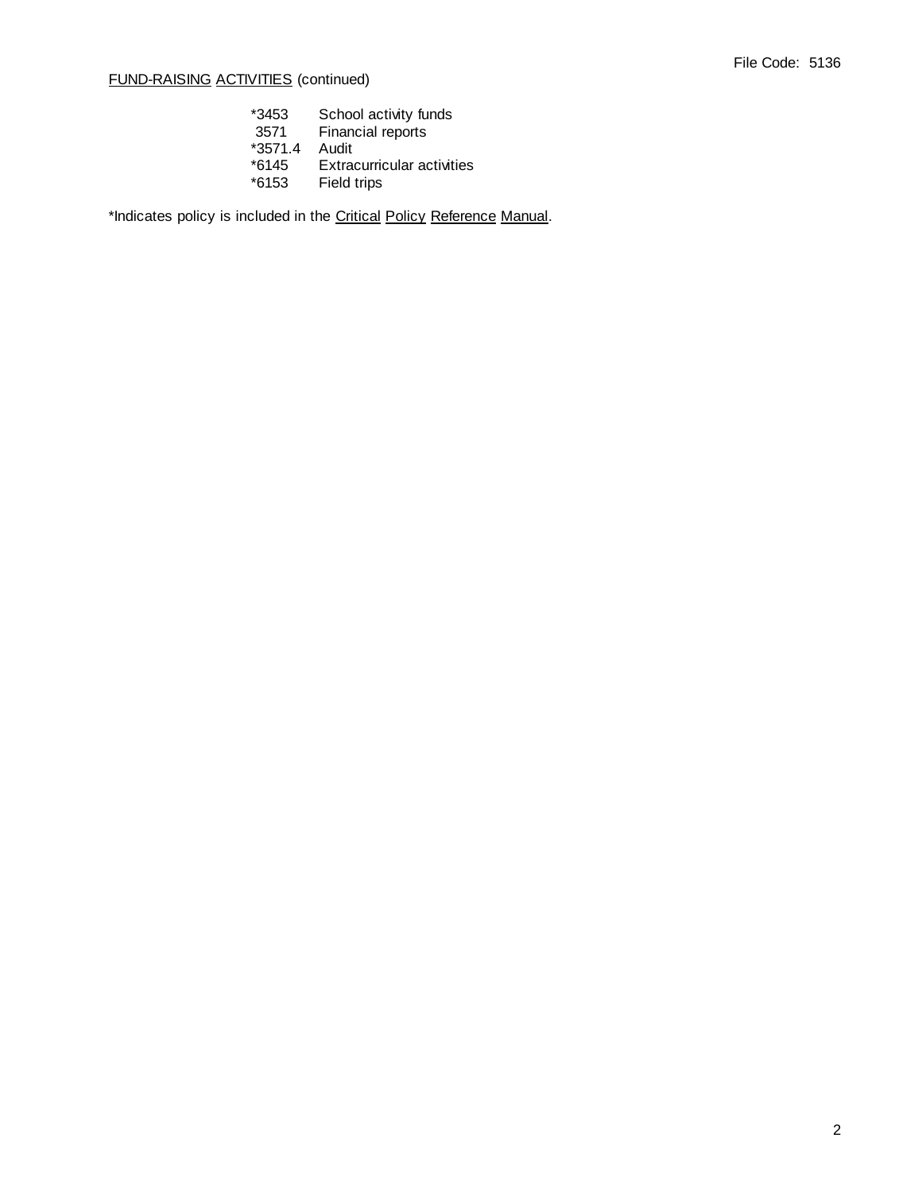FUND-RAISING ACTIVITIES (continued)

| | |
|---|---|
| *3453 | School activity funds |
| 3571 | Financial reports |
| *3571.4 | Audit |
| *6145 | Extracurricular activities |
| *6153 | Field trips |

*Indicates policy is included in the Critical Policy Reference Manual.